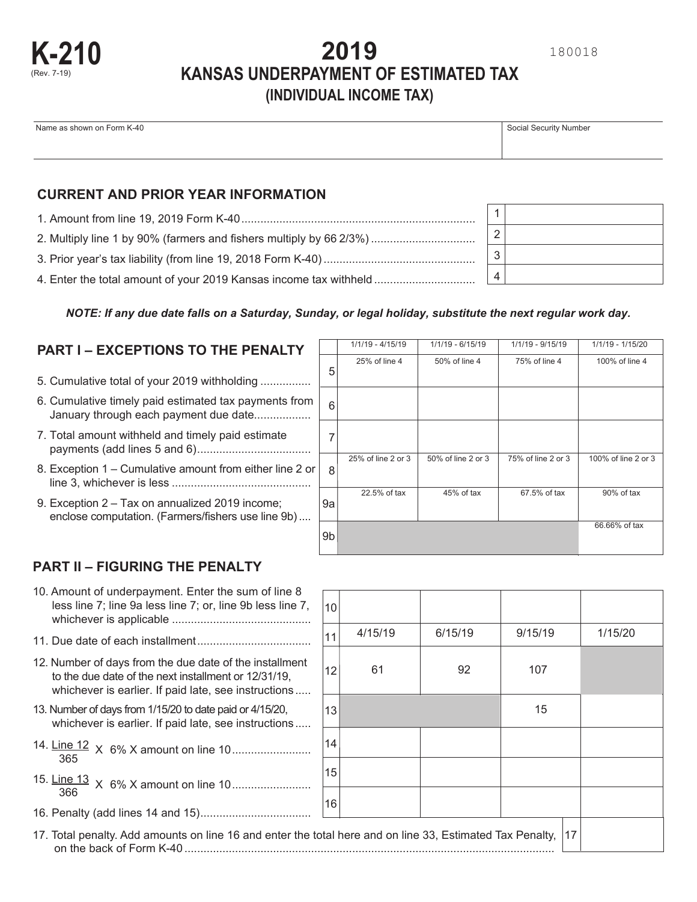# K-210

(Rev. 7-19)

180018

# 2019
## KANSAS UNDERPAYMENT OF ESTIMATED TAX
## (INDIVIDUAL INCOME TAX)

| Name as shown on Form K-40 | Social Security Number |
|---|---|
| | |

## CURRENT AND PRIOR YEAR INFORMATION

| | | |
|---|---|---|
| 1. Amount from line 19, 2019 Form K-40 | 1 | |
| 2. Multiply line 1 by 90% (farmers and fishers multiply by 66 2/3%) | 2 | |
| 3. Prior year's tax liability (from line 19, 2018 Form K-40) | 3 | |
| 4. Enter the total amount of your 2019 Kansas income tax withheld | 4 | |

***NOTE: If any due date falls on a Saturday, Sunday, or legal holiday, substitute the next regular work day.***

## PART I – EXCEPTIONS TO THE PENALTY

| | | 1/1/19 - 4/15/19 | 1/1/19 - 6/15/19 | 1/1/19 - 9/15/19 | 1/1/19 - 1/15/20 |
|---|---|---|---|---|---|
| 5. Cumulative total of your 2019 withholding | 5 | 25% of line 4 | 50% of line 4 | 75% of line 4 | 100% of line 4 |
| 6. Cumulative timely paid estimated tax payments from January through each payment due date | 6 | | | | |
| 7. Total amount withheld and timely paid estimate payments (add lines 5 and 6) | 7 | | | | |
| 8. Exception 1 – Cumulative amount from either line 2 or line 3, whichever is less | 8 | 25% of line 2 or 3 | 50% of line 2 or 3 | 75% of line 2 or 3 | 100% of line 2 or 3 |
| 9. Exception 2 – Tax on annualized 2019 income; enclose computation. (Farmers/fishers use line 9b) | 9a | 22.5% of tax | 45% of tax | 67.5% of tax | 90% of tax |
| | 9b | | | | 66.66% of tax |

## PART II – FIGURING THE PENALTY

| | | | | | |
|---|---|---|---|---|---|
| 10. Amount of underpayment. Enter the sum of line 8 less line 7; line 9a less line 7; or, line 9b less line 7, whichever is applicable | 10 | | | | |
| 11. Due date of each installment | 11 | 4/15/19 | 6/15/19 | 9/15/19 | 1/15/20 |
| 12. Number of days from the due date of the installment to the due date of the next installment or 12/31/19, whichever is earlier. If paid late, see instructions | 12 | 61 | 92 | 107 | |
| 13. Number of days from 1/15/20 to date paid or 4/15/20, whichever is earlier. If paid late, see instructions | 13 | | | 15 | |
| 14. $\frac{\text{Line 12}}{365}$ X 6% X amount on line 10 | 14 | | | | |
| 15. $\frac{\text{Line 13}}{366}$ X 6% X amount on line 10 | 15 | | | | |
| 16. Penalty (add lines 14 and 15) | 16 | | | | |

| | | |
|---|---|---|
| 17. Total penalty. Add amounts on line 16 and enter the total here and on line 33, Estimated Tax Penalty, on the back of Form K-40 | 17 | |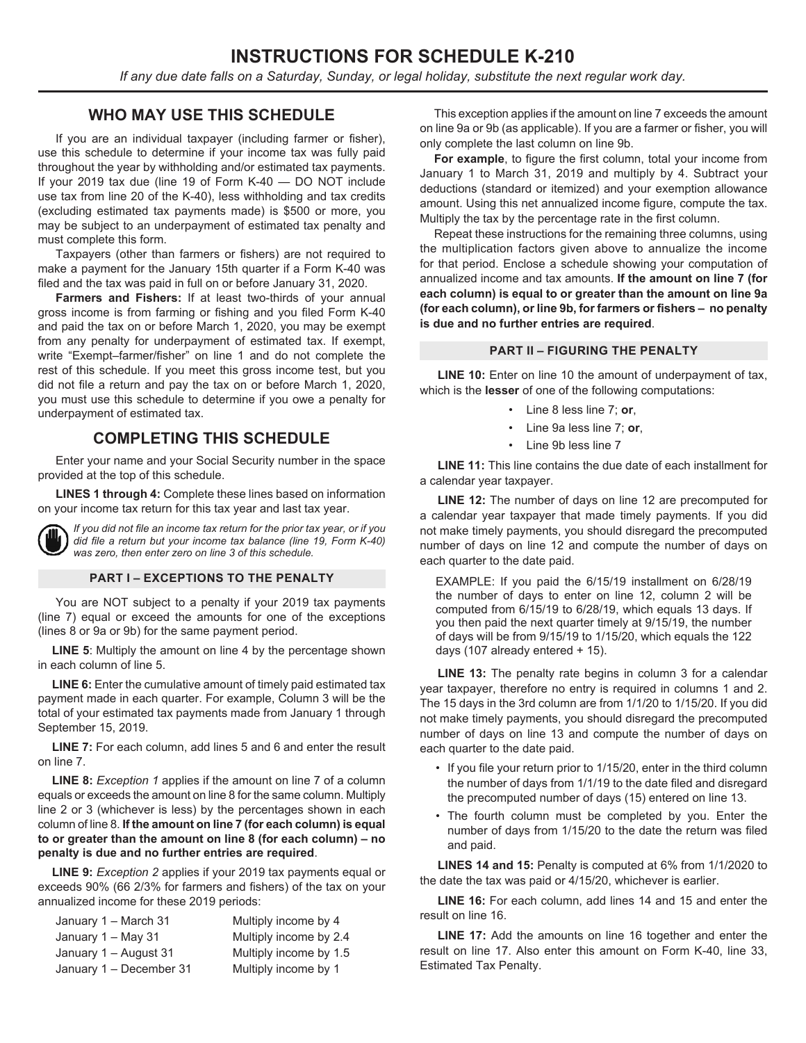# INSTRUCTIONS FOR SCHEDULE K-210

*If any due date falls on a Saturday, Sunday, or legal holiday, substitute the next regular work day.*

## WHO MAY USE THIS SCHEDULE

If you are an individual taxpayer (including farmer or fisher), use this schedule to determine if your income tax was fully paid throughout the year by withholding and/or estimated tax payments. If your 2019 tax due (line 19 of Form K-40 — DO NOT include use tax from line 20 of the K-40), less withholding and tax credits (excluding estimated tax payments made) is $500 or more, you may be subject to an underpayment of estimated tax penalty and must complete this form.

Taxpayers (other than farmers or fishers) are not required to make a payment for the January 15th quarter if a Form K-40 was filed and the tax was paid in full on or before January 31, 2020.

**Farmers and Fishers:** If at least two-thirds of your annual gross income is from farming or fishing and you filed Form K-40 and paid the tax on or before March 1, 2020, you may be exempt from any penalty for underpayment of estimated tax. If exempt, write "Exempt–farmer/fisher" on line 1 and do not complete the rest of this schedule. If you meet this gross income test, but you did not file a return and pay the tax on or before March 1, 2020, you must use this schedule to determine if you owe a penalty for underpayment of estimated tax.

## COMPLETING THIS SCHEDULE

Enter your name and your Social Security number in the space provided at the top of this schedule.

**LINES 1 through 4:** Complete these lines based on information on your income tax return for this tax year and last tax year.

*If you did not file an income tax return for the prior tax year, or if you did file a return but your income tax balance (line 19, Form K-40) was zero, then enter zero on line 3 of this schedule.*

### PART I – EXCEPTIONS TO THE PENALTY

You are NOT subject to a penalty if your 2019 tax payments (line 7) equal or exceed the amounts for one of the exceptions (lines 8 or 9a or 9b) for the same payment period.

**LINE 5**: Multiply the amount on line 4 by the percentage shown in each column of line 5.

**LINE 6:** Enter the cumulative amount of timely paid estimated tax payment made in each quarter. For example, Column 3 will be the total of your estimated tax payments made from January 1 through September 15, 2019.

**LINE 7:** For each column, add lines 5 and 6 and enter the result on line 7.

**LINE 8:** *Exception 1* applies if the amount on line 7 of a column equals or exceeds the amount on line 8 for the same column. Multiply line 2 or 3 (whichever is less) by the percentages shown in each column of line 8. **If the amount on line 7 (for each column) is equal to or greater than the amount on line 8 (for each column) – no penalty is due and no further entries are required**.

**LINE 9:** *Exception 2* applies if your 2019 tax payments equal or exceeds 90% (66 2/3% for farmers and fishers) of the tax on your annualized income for these 2019 periods:

| | |
|---|---|
| January 1 – March 31 | Multiply income by 4 |
| January 1 – May 31 | Multiply income by 2.4 |
| January 1 – August 31 | Multiply income by 1.5 |
| January 1 – December 31 | Multiply income by 1 |

This exception applies if the amount on line 7 exceeds the amount on line 9a or 9b (as applicable). If you are a farmer or fisher, you will only complete the last column on line 9b.

**For example**, to figure the first column, total your income from January 1 to March 31, 2019 and multiply by 4. Subtract your deductions (standard or itemized) and your exemption allowance amount. Using this net annualized income figure, compute the tax. Multiply the tax by the percentage rate in the first column.

Repeat these instructions for the remaining three columns, using the multiplication factors given above to annualize the income for that period. Enclose a schedule showing your computation of annualized income and tax amounts. **If the amount on line 7 (for each column) is equal to or greater than the amount on line 9a (for each column), or line 9b, for farmers or fishers – no penalty is due and no further entries are required**.

### PART II – FIGURING THE PENALTY

**LINE 10:** Enter on line 10 the amount of underpayment of tax, which is the **lesser** of one of the following computations:

- Line 8 less line 7; **or**,
- Line 9a less line 7; **or**,
- Line 9b less line 7

**LINE 11:** This line contains the due date of each installment for a calendar year taxpayer.

**LINE 12:** The number of days on line 12 are precomputed for a calendar year taxpayer that made timely payments. If you did not make timely payments, you should disregard the precomputed number of days on line 12 and compute the number of days on each quarter to the date paid.

EXAMPLE: If you paid the 6/15/19 installment on 6/28/19 the number of days to enter on line 12, column 2 will be computed from 6/15/19 to 6/28/19, which equals 13 days. If you then paid the next quarter timely at 9/15/19, the number of days will be from 9/15/19 to 1/15/20, which equals the 122 days (107 already entered + 15).

**LINE 13:** The penalty rate begins in column 3 for a calendar year taxpayer, therefore no entry is required in columns 1 and 2. The 15 days in the 3rd column are from 1/1/20 to 1/15/20. If you did not make timely payments, you should disregard the precomputed number of days on line 13 and compute the number of days on each quarter to the date paid.

- If you file your return prior to 1/15/20, enter in the third column the number of days from 1/1/19 to the date filed and disregard the precomputed number of days (15) entered on line 13.
- The fourth column must be completed by you. Enter the number of days from 1/15/20 to the date the return was filed and paid.

**LINES 14 and 15:** Penalty is computed at 6% from 1/1/2020 to the date the tax was paid or 4/15/20, whichever is earlier.

**LINE 16:** For each column, add lines 14 and 15 and enter the result on line 16.

**LINE 17:** Add the amounts on line 16 together and enter the result on line 17. Also enter this amount on Form K-40, line 33, Estimated Tax Penalty.